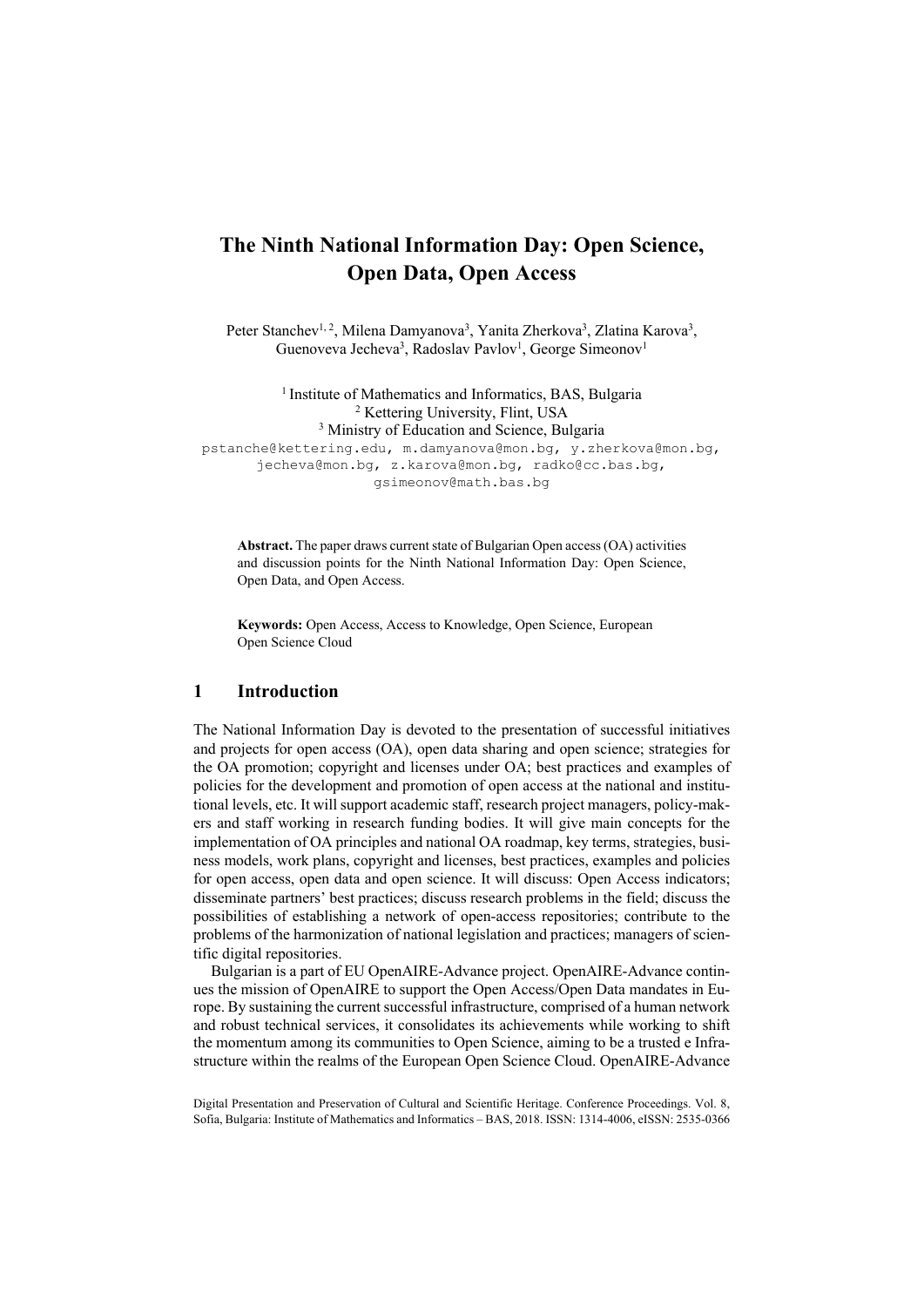# The Ninth National Information Day: Open Science, Open Data, Open Access

Peter Stanchev[1, 2], Milena Damyanova[3], Yanita Zherkova[3], Zlatina Karova[3], Guenoveva Jecheva[3], Radoslav Pavlov[1], George Simeonov[1]

[1] Institute of Mathematics and Informatics, BAS, Bulgaria
[2] Kettering University, Flint, USA
[3] Ministry of Education and Science, Bulgaria

pstanche@kettering.edu, m.damyanova@mon.bg, y.zherkova@mon.bg, jecheva@mon.bg, z.karova@mon.bg, radko@cc.bas.bg, gsimeonov@math.bas.bg

**Abstract.** The paper draws current state of Bulgarian Open access (OA) activities and discussion points for the Ninth National Information Day: Open Science, Open Data, and Open Access.

**Keywords:** Open Access, Access to Knowledge, Open Science, European Open Science Cloud

## 1 Introduction

The National Information Day is devoted to the presentation of successful initiatives and projects for open access (OA), open data sharing and open science; strategies for the OA promotion; copyright and licenses under OA; best practices and examples of policies for the development and promotion of open access at the national and institutional levels, etc. It will support academic staff, research project managers, policy-makers and staff working in research funding bodies. It will give main concepts for the implementation of OA principles and national OA roadmap, key terms, strategies, business models, work plans, copyright and licenses, best practices, examples and policies for open access, open data and open science. It will discuss: Open Access indicators; disseminate partners' best practices; discuss research problems in the field; discuss the possibilities of establishing a network of open-access repositories; contribute to the problems of the harmonization of national legislation and practices; managers of scientific digital repositories.

Bulgarian is a part of EU OpenAIRE-Advance project. OpenAIRE-Advance continues the mission of OpenAIRE to support the Open Access/Open Data mandates in Europe. By sustaining the current successful infrastructure, comprised of a human network and robust technical services, it consolidates its achievements while working to shift the momentum among its communities to Open Science, aiming to be a trusted e Infrastructure within the realms of the European Open Science Cloud. OpenAIRE-Advance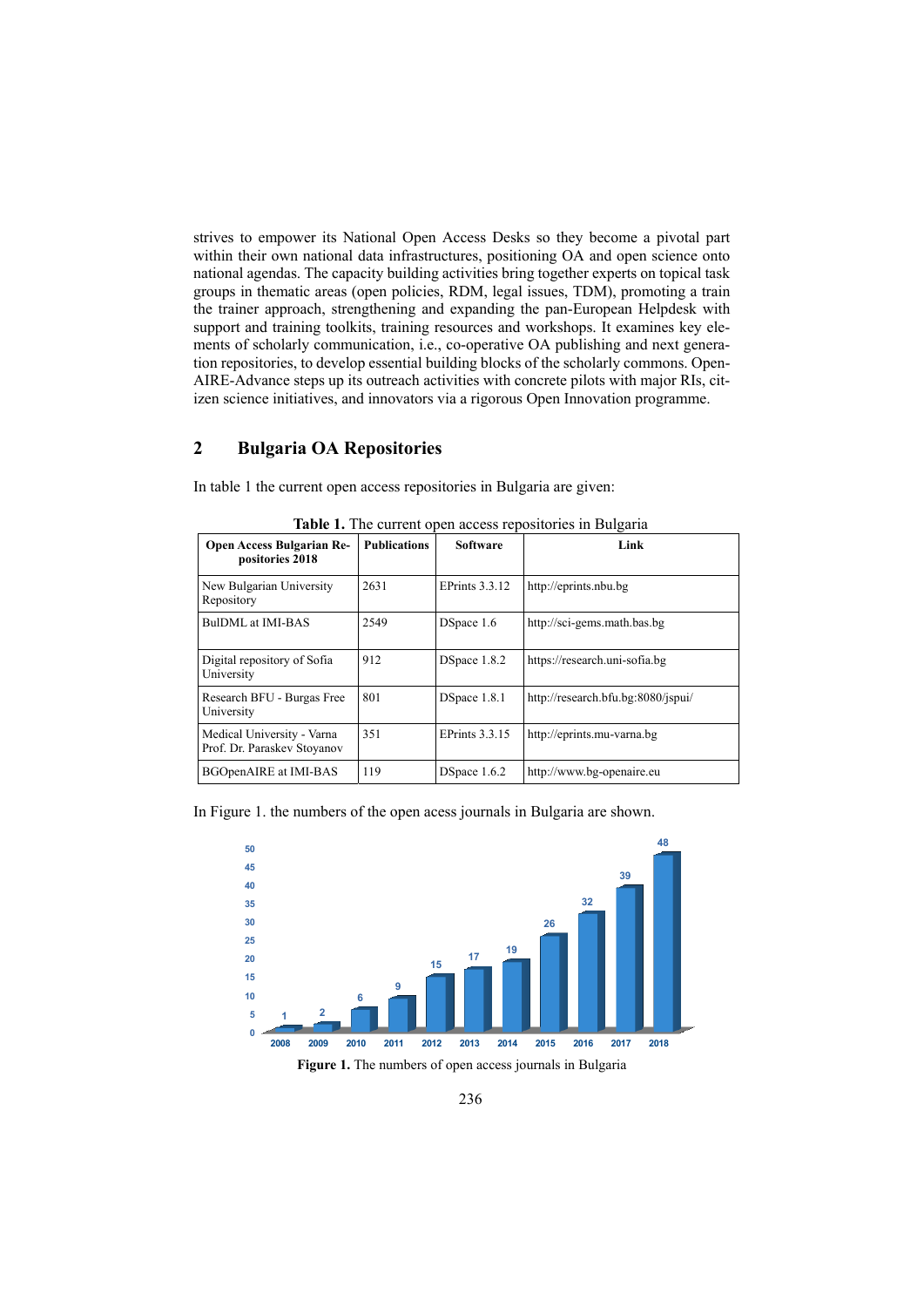strives to empower its National Open Access Desks so they become a pivotal part within their own national data infrastructures, positioning OA and open science onto national agendas. The capacity building activities bring together experts on topical task groups in thematic areas (open policies, RDM, legal issues, TDM), promoting a train the trainer approach, strengthening and expanding the pan-European Helpdesk with support and training toolkits, training resources and workshops. It examines key elements of scholarly communication, i.e., co-operative OA publishing and next generation repositories, to develop essential building blocks of the scholarly commons. OpenAIRE-Advance steps up its outreach activities with concrete pilots with major RIs, citizen science initiatives, and innovators via a rigorous Open Innovation programme.

## 2 Bulgaria OA Repositories

In table 1 the current open access repositories in Bulgaria are given:

**Table 1.** The current open access repositories in Bulgaria

| Open Access Bulgarian Repositories 2018 | Publications | Software | Link |
|---|---|---|---|
| New Bulgarian University Repository | 2631 | EPrints 3.3.12 | http://eprints.nbu.bg |
| BulDML at IMI-BAS | 2549 | DSpace 1.6 | http://sci-gems.math.bas.bg |
| Digital repository of Sofia University | 912 | DSpace 1.8.2 | https://research.uni-sofia.bg |
| Research BFU - Burgas Free University | 801 | DSpace 1.8.1 | http://research.bfu.bg:8080/jspui/ |
| Medical University - Varna Prof. Dr. Paraskev Stoyanov | 351 | EPrints 3.3.15 | http://eprints.mu-varna.bg |
| BGOpenAIRE at IMI-BAS | 119 | DSpace 1.6.2 | http://www.bg-openaire.eu |

In Figure 1. the numbers of the open acess journals in Bulgaria are shown.

| Year | 2008 | 2009 | 2010 | 2011 | 2012 | 2013 | 2014 | 2015 | 2016 | 2017 | 2018 |
|---|---|---|---|---|---|---|---|---|---|---|---|
| Journals | 1 | 2 | 6 | 9 | 15 | 17 | 19 | 26 | 32 | 39 | 48 |

**Figure 1.** The numbers of open access journals in Bulgaria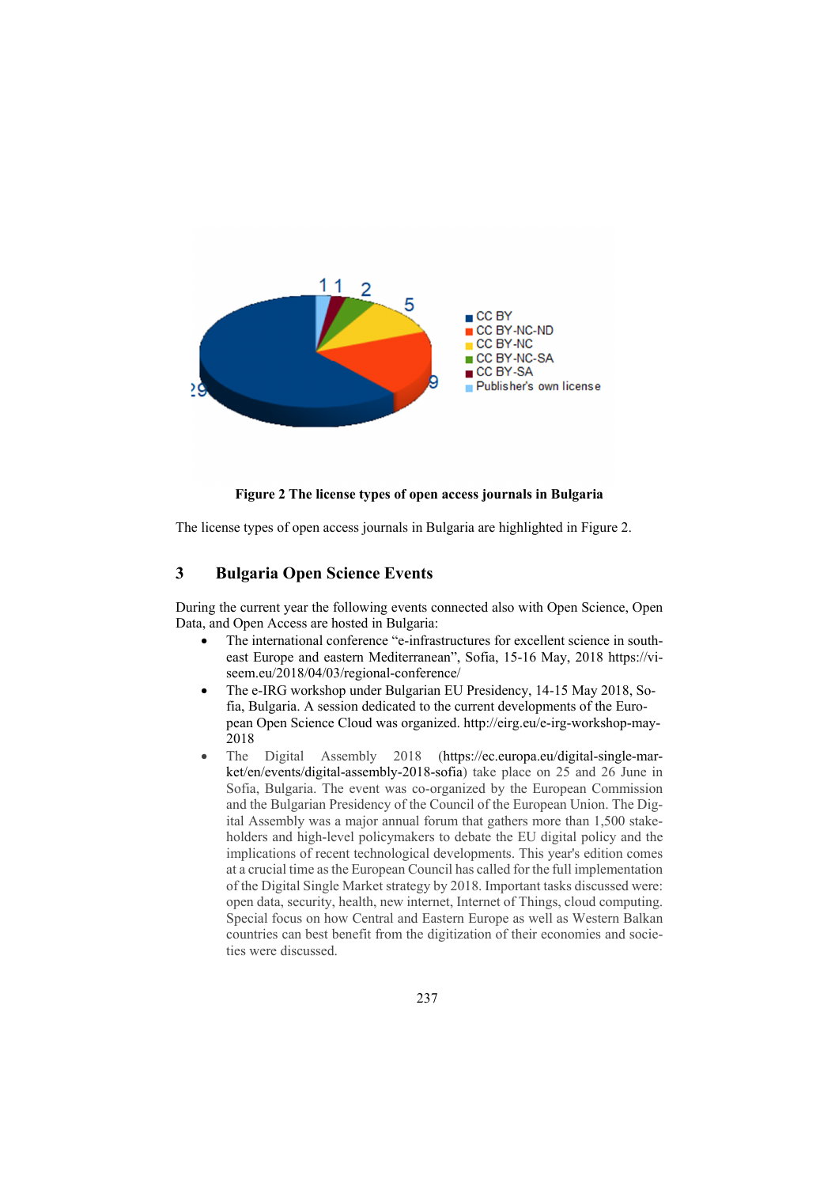**Figure 2 The license types of open access journals in Bulgaria**

The license types of open access journals in Bulgaria are highlighted in Figure 2.

## 3 Bulgaria Open Science Events

During the current year the following events connected also with Open Science, Open Data, and Open Access are hosted in Bulgaria:

- The international conference "e-infrastructures for excellent science in south-east Europe and eastern Mediterranean", Sofia, 15-16 May, 2018 https://vi-seem.eu/2018/04/03/regional-conference/
- The e-IRG workshop under Bulgarian EU Presidency, 14-15 May 2018, Sofia, Bulgaria. A session dedicated to the current developments of the European Open Science Cloud was organized. http://eirg.eu/e-irg-workshop-may-2018
- The Digital Assembly 2018 (https://ec.europa.eu/digital-single-market/en/events/digital-assembly-2018-sofia) take place on 25 and 26 June in Sofia, Bulgaria. The event was co-organized by the European Commission and the Bulgarian Presidency of the Council of the European Union. The Digital Assembly was a major annual forum that gathers more than 1,500 stakeholders and high-level policymakers to debate the EU digital policy and the implications of recent technological developments. This year's edition comes at a crucial time as the European Council has called for the full implementation of the Digital Single Market strategy by 2018. Important tasks discussed were: open data, security, health, new internet, Internet of Things, cloud computing. Special focus on how Central and Eastern Europe as well as Western Balkan countries can best benefit from the digitization of their economies and societies were discussed.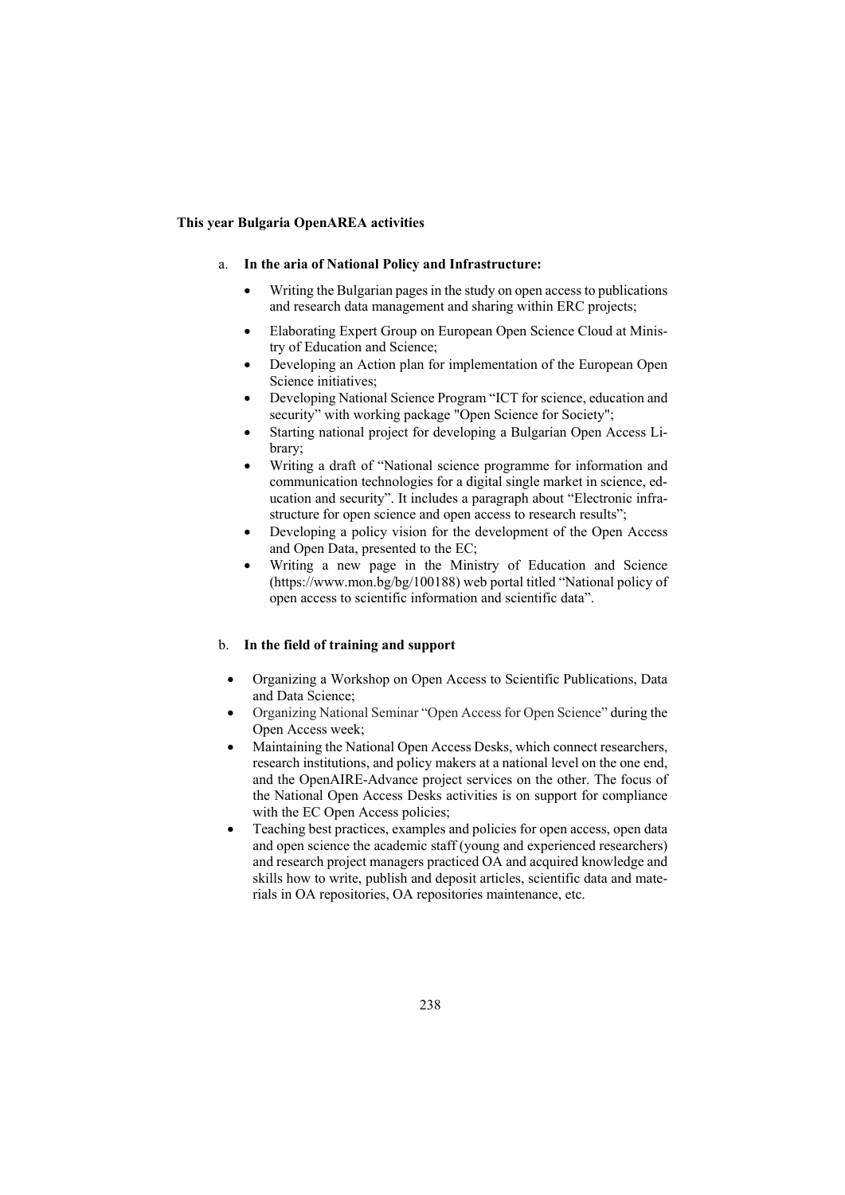**This year Bulgaria OpenAREA activities**

a. **In the aria of National Policy and Infrastructure:**

- Writing the Bulgarian pages in the study on open access to publications and research data management and sharing within ERC projects;
- Elaborating Expert Group on European Open Science Cloud at Ministry of Education and Science;
- Developing an Action plan for implementation of the European Open Science initiatives;
- Developing National Science Program "ICT for science, education and security" with working package "Open Science for Society";
- Starting national project for developing a Bulgarian Open Access Library;
- Writing a draft of "National science programme for information and communication technologies for a digital single market in science, education and security". It includes a paragraph about "Electronic infrastructure for open science and open access to research results";
- Developing a policy vision for the development of the Open Access and Open Data, presented to the EC;
- Writing a new page in the Ministry of Education and Science (https://www.mon.bg/bg/100188) web portal titled "National policy of open access to scientific information and scientific data".

b. **In the field of training and support**

- Organizing a Workshop on Open Access to Scientific Publications, Data and Data Science;
- Organizing National Seminar "Open Access for Open Science" during the Open Access week;
- Maintaining the National Open Access Desks, which connect researchers, research institutions, and policy makers at a national level on the one end, and the OpenAIRE-Advance project services on the other. The focus of the National Open Access Desks activities is on support for compliance with the EC Open Access policies;
- Teaching best practices, examples and policies for open access, open data and open science the academic staff (young and experienced researchers) and research project managers practiced OA and acquired knowledge and skills how to write, publish and deposit articles, scientific data and materials in OA repositories, OA repositories maintenance, etc.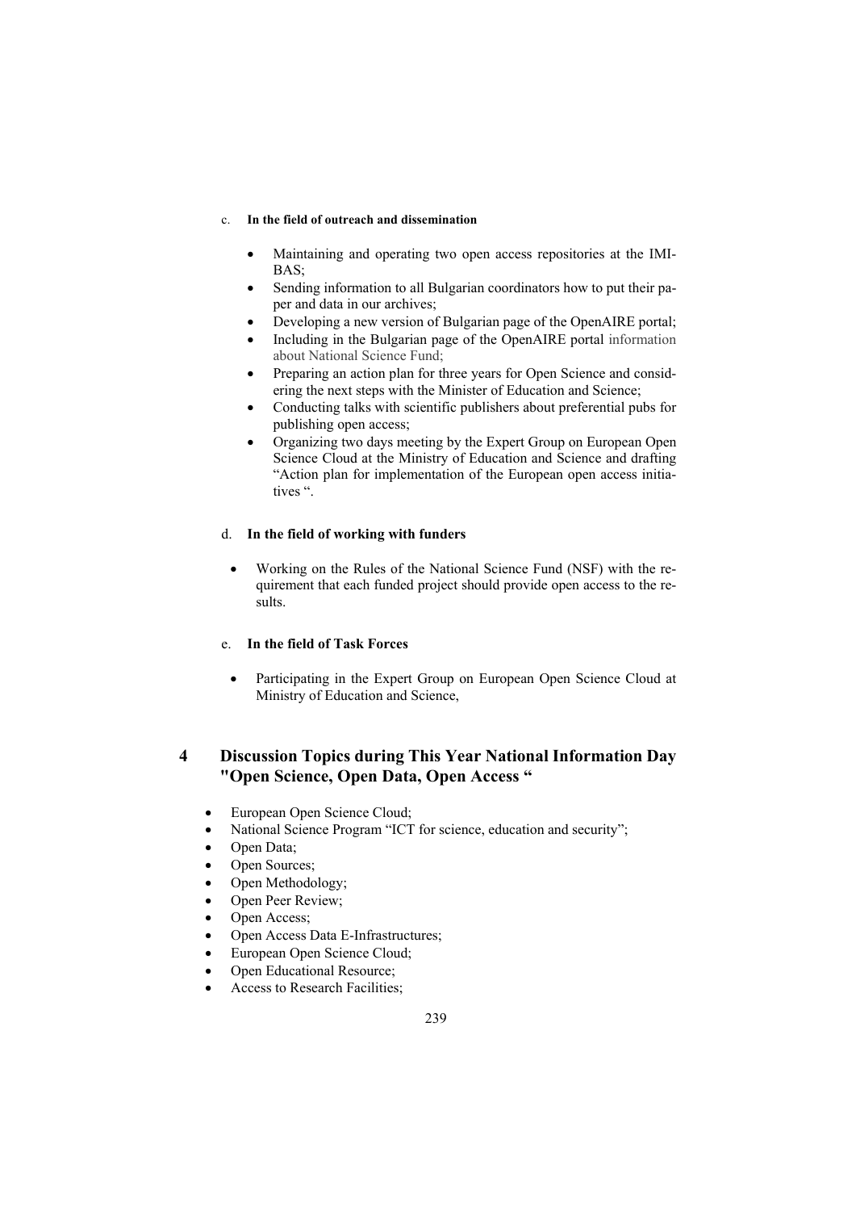c. **In the field of outreach and dissemination**

- Maintaining and operating two open access repositories at the IMI-BAS;
- Sending information to all Bulgarian coordinators how to put their paper and data in our archives;
- Developing a new version of Bulgarian page of the OpenAIRE portal;
- Including in the Bulgarian page of the OpenAIRE portal information about National Science Fund;
- Preparing an action plan for three years for Open Science and considering the next steps with the Minister of Education and Science;
- Conducting talks with scientific publishers about preferential pubs for publishing open access;
- Organizing two days meeting by the Expert Group on European Open Science Cloud at the Ministry of Education and Science and drafting "Action plan for implementation of the European open access initiatives ".

d. **In the field of working with funders**

- Working on the Rules of the National Science Fund (NSF) with the requirement that each funded project should provide open access to the results.

e. **In the field of Task Forces**

- Participating in the Expert Group on European Open Science Cloud at Ministry of Education and Science,

## 4 Discussion Topics during This Year National Information Day "Open Science, Open Data, Open Access "

- European Open Science Cloud;
- National Science Program "ICT for science, education and security";
- Open Data;
- Open Sources;
- Open Methodology;
- Open Peer Review;
- Open Access;
- Open Access Data E-Infrastructures;
- European Open Science Cloud;
- Open Educational Resource;
- Access to Research Facilities;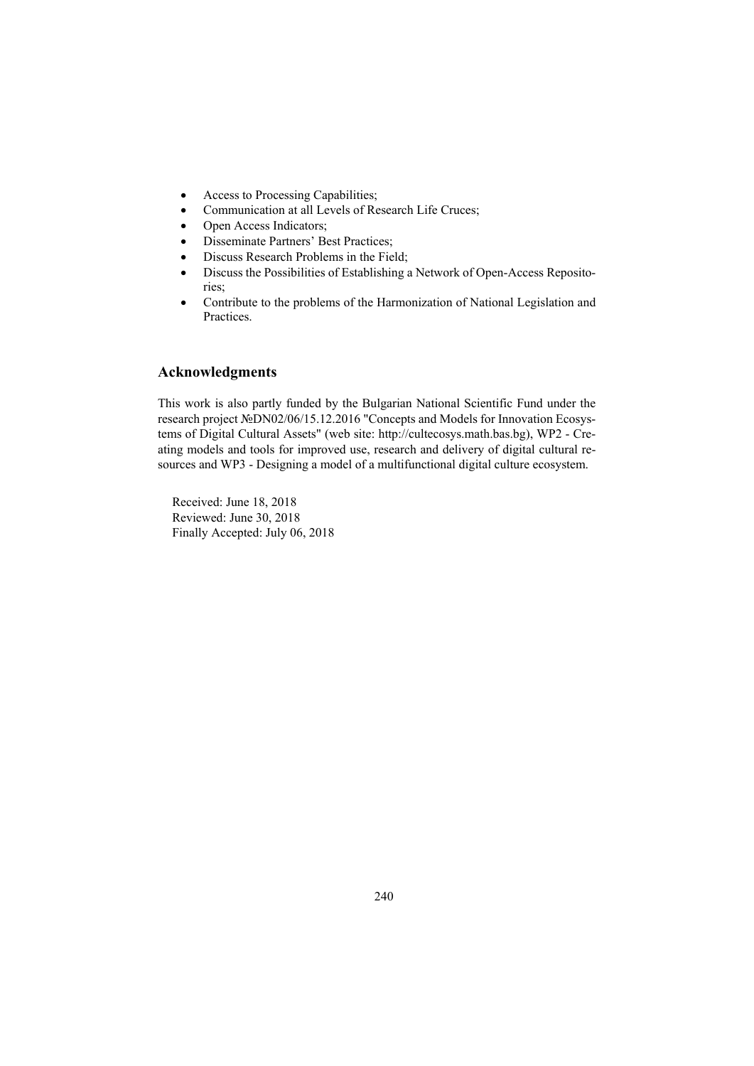- Access to Processing Capabilities;
- Communication at all Levels of Research Life Cruces;
- Open Access Indicators;
- Disseminate Partners' Best Practices;
- Discuss Research Problems in the Field;
- Discuss the Possibilities of Establishing a Network of Open-Access Repositories;
- Contribute to the problems of the Harmonization of National Legislation and Practices.

## Acknowledgments

This work is also partly funded by the Bulgarian National Scientific Fund under the research project №DN02/06/15.12.2016 "Concepts and Models for Innovation Ecosystems of Digital Cultural Assets" (web site: http://cultecosys.math.bas.bg), WP2 - Creating models and tools for improved use, research and delivery of digital cultural resources and WP3 - Designing a model of a multifunctional digital culture ecosystem.

Received: June 18, 2018
Reviewed: June 30, 2018
Finally Accepted: July 06, 2018